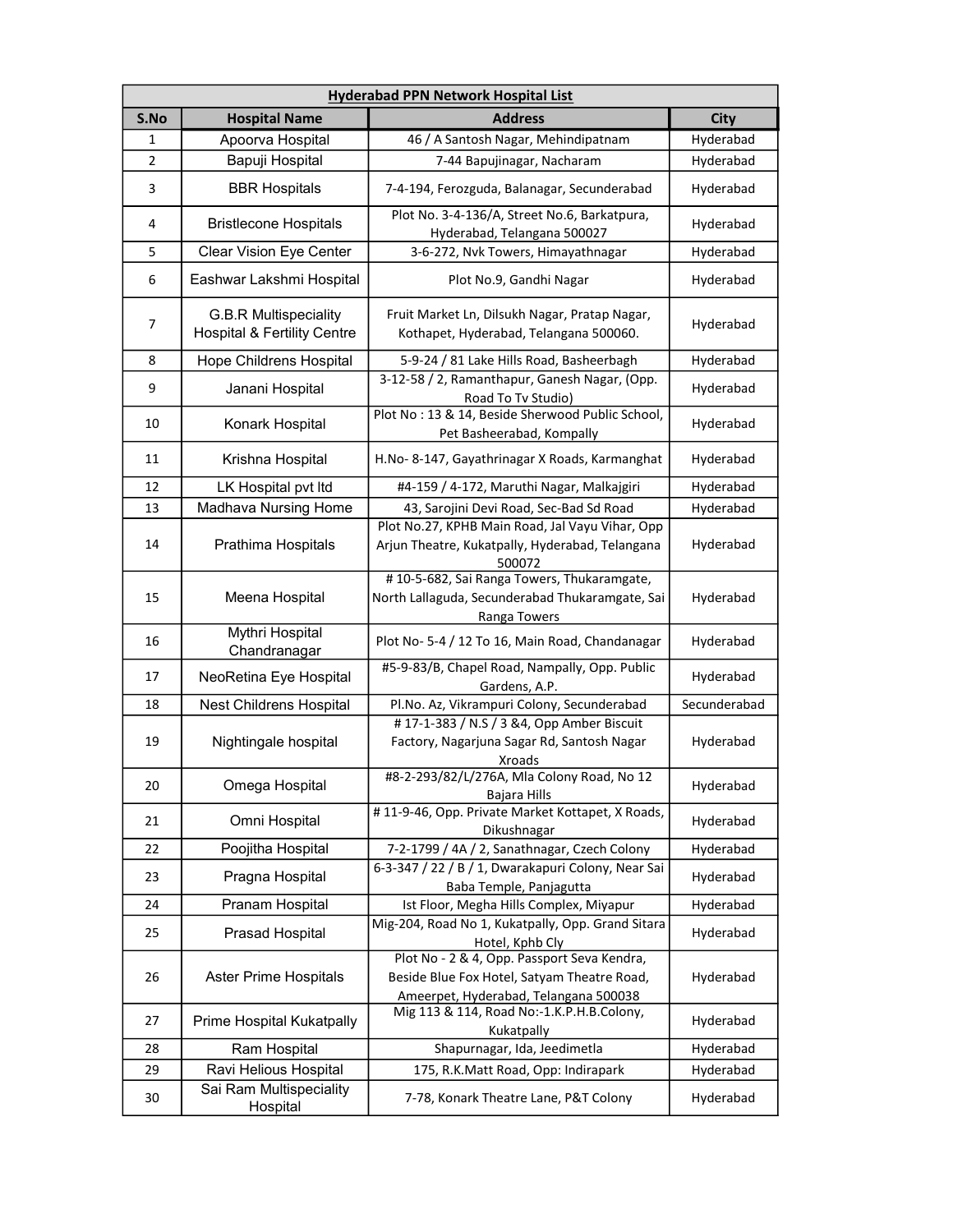| Hyderabad PPN Network Hospital List | | | |
|---|---|---|---|
| S.No | Hospital Name | Address | City |
| 1 | Apoorva Hospital | 46 / A Santosh Nagar, Mehindipatnam | Hyderabad |
| 2 | Bapuji Hospital | 7-44 Bapujinagar, Nacharam | Hyderabad |
| 3 | BBR Hospitals | 7-4-194, Ferozguda, Balanagar, Secunderabad | Hyderabad |
| 4 | Bristlecone Hospitals | Plot No. 3-4-136/A, Street No.6, Barkatpura, Hyderabad, Telangana 500027 | Hyderabad |
| 5 | Clear Vision Eye Center | 3-6-272, Nvk Towers, Himayathnagar | Hyderabad |
| 6 | Eashwar Lakshmi Hospital | Plot No.9, Gandhi Nagar | Hyderabad |
| 7 | G.B.R Multispeciality Hospital & Fertility Centre | Fruit Market Ln, Dilsukh Nagar, Pratap Nagar, Kothapet, Hyderabad, Telangana 500060. | Hyderabad |
| 8 | Hope Childrens Hospital | 5-9-24 / 81 Lake Hills Road, Basheerbagh | Hyderabad |
| 9 | Janani Hospital | 3-12-58 / 2, Ramanthapur, Ganesh Nagar, (Opp. Road To Tv Studio) | Hyderabad |
| 10 | Konark Hospital | Plot No : 13 & 14, Beside Sherwood Public School, Pet Basheerabad, Kompally | Hyderabad |
| 11 | Krishna Hospital | H.No- 8-147, Gayathrinagar X Roads, Karmanghat | Hyderabad |
| 12 | LK Hospital pvt ltd | #4-159 / 4-172, Maruthi Nagar, Malkajgiri | Hyderabad |
| 13 | Madhava Nursing Home | 43, Sarojini Devi Road, Sec-Bad Sd Road | Hyderabad |
| 14 | Prathima Hospitals | Plot No.27, KPHB Main Road, Jal Vayu Vihar, Opp Arjun Theatre, Kukatpally, Hyderabad, Telangana 500072 | Hyderabad |
| 15 | Meena Hospital | # 10-5-682, Sai Ranga Towers, Thukaramgate, North Lallaguda, Secunderabad Thukaramgate, Sai Ranga Towers | Hyderabad |
| 16 | Mythri Hospital Chandranagar | Plot No- 5-4 / 12 To 16, Main Road, Chandanagar | Hyderabad |
| 17 | NeoRetina Eye Hospital | #5-9-83/B, Chapel Road, Nampally, Opp. Public Gardens, A.P. | Hyderabad |
| 18 | Nest Childrens Hospital | Pl.No. Az, Vikrampuri Colony, Secunderabad | Secunderabad |
| 19 | Nightingale hospital | # 17-1-383 / N.S / 3 &4, Opp Amber Biscuit Factory, Nagarjuna Sagar Rd, Santosh Nagar Xroads | Hyderabad |
| 20 | Omega Hospital | #8-2-293/82/L/276A, Mla Colony Road, No 12 Bajara Hills | Hyderabad |
| 21 | Omni Hospital | # 11-9-46, Opp. Private Market Kottapet, X Roads, Dikushnagar | Hyderabad |
| 22 | Poojitha Hospital | 7-2-1799 / 4A / 2, Sanathnagar, Czech Colony | Hyderabad |
| 23 | Pragna Hospital | 6-3-347 / 22 / B / 1, Dwarakapuri Colony, Near Sai Baba Temple, Panjagutta | Hyderabad |
| 24 | Pranam Hospital | Ist Floor, Megha Hills Complex, Miyapur | Hyderabad |
| 25 | Prasad Hospital | Mig-204, Road No 1, Kukatpally, Opp. Grand Sitara Hotel, Kphb Cly | Hyderabad |
| 26 | Aster Prime Hospitals | Plot No - 2 & 4, Opp. Passport Seva Kendra, Beside Blue Fox Hotel, Satyam Theatre Road, Ameerpet, Hyderabad, Telangana 500038 | Hyderabad |
| 27 | Prime Hospital Kukatpally | Mig 113 & 114, Road No:-1.K.P.H.B.Colony, Kukatpally | Hyderabad |
| 28 | Ram Hospital | Shapurnagar, Ida, Jeedimetla | Hyderabad |
| 29 | Ravi Helious Hospital | 175, R.K.Matt Road, Opp: Indirapark | Hyderabad |
| 30 | Sai Ram Multispeciality Hospital | 7-78, Konark Theatre Lane, P&T Colony | Hyderabad |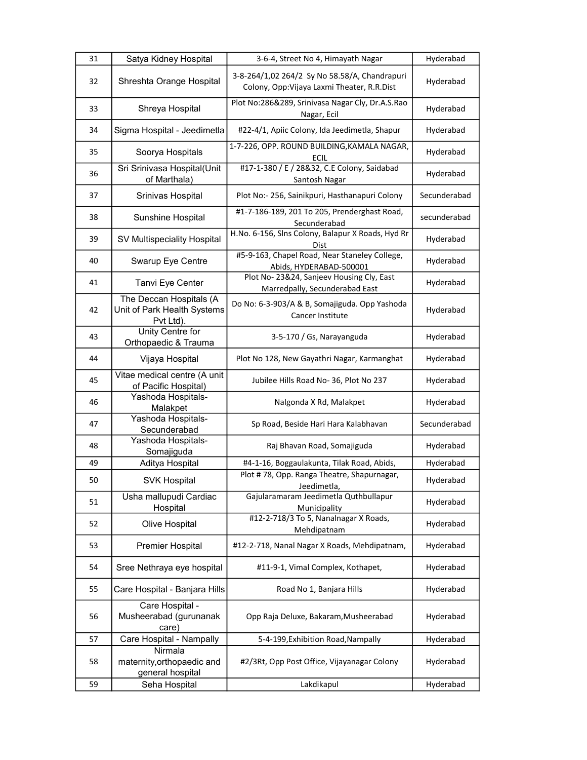| 31 | Satya Kidney Hospital | 3-6-4, Street No 4, Himayath Nagar | Hyderabad |
|---|---|---|---|
| 32 | Shreshta Orange Hospital | 3-8-264/1,02 264/2 Sy No 58.58/A, Chandrapuri Colony, Opp:Vijaya Laxmi Theater, R.R.Dist | Hyderabad |
| 33 | Shreya Hospital | Plot No:286&289, Srinivasa Nagar Cly, Dr.A.S.Rao Nagar, Ecil | Hyderabad |
| 34 | Sigma Hospital - Jeedimetla | #22-4/1, Apiic Colony, Ida Jeedimetla, Shapur | Hyderabad |
| 35 | Soorya Hospitals | 1-7-226, OPP. ROUND BUILDING,KAMALA NAGAR, ECIL | Hyderabad |
| 36 | Sri Srinivasa Hospital(Unit of Marthala) | #17-1-380 / E / 28&32, C.E Colony, Saidabad Santosh Nagar | Hyderabad |
| 37 | Srinivas Hospital | Plot No:- 256, Sainikpuri, Hasthanapuri Colony | Secunderabad |
| 38 | Sunshine Hospital | #1-7-186-189, 201 To 205, Prenderghast Road, Secunderabad | secunderabad |
| 39 | SV Multispeciality Hospital | H.No. 6-156, Slns Colony, Balapur X Roads, Hyd Rr Dist | Hyderabad |
| 40 | Swarup Eye Centre | #5-9-163, Chapel Road, Near Staneley College, Abids, HYDERABAD-500001 | Hyderabad |
| 41 | Tanvi Eye Center | Plot No- 23&24, Sanjeev Housing Cly, East Marredpally, Secunderabad East | Hyderabad |
| 42 | The Deccan Hospitals (A Unit of Park Health Systems Pvt Ltd). | Do No: 6-3-903/A & B, Somajiguda. Opp Yashoda Cancer Institute | Hyderabad |
| 43 | Unity Centre for Orthopaedic & Trauma | 3-5-170 / Gs, Narayanguda | Hyderabad |
| 44 | Vijaya Hospital | Plot No 128, New Gayathri Nagar, Karmanghat | Hyderabad |
| 45 | Vitae medical centre (A unit of Pacific Hospital) | Jubilee Hills Road No- 36, Plot No 237 | Hyderabad |
| 46 | Yashoda Hospitals- Malakpet | Nalgonda X Rd, Malakpet | Hyderabad |
| 47 | Yashoda Hospitals- Secunderabad | Sp Road, Beside Hari Hara Kalabhavan | Secunderabad |
| 48 | Yashoda Hospitals- Somajiguda | Raj Bhavan Road, Somajiguda | Hyderabad |
| 49 | Aditya Hospital | #4-1-16, Boggaulakunta, Tilak Road, Abids, | Hyderabad |
| 50 | SVK Hospital | Plot # 78, Opp. Ranga Theatre, Shapurnagar, Jeedimetla, | Hyderabad |
| 51 | Usha mallupudi Cardiac Hospital | Gajularamaram Jeedimetla Quthbullapur Municipality | Hyderabad |
| 52 | Olive Hospital | #12-2-718/3 To 5, Nanalnagar X Roads, Mehdipatnam | Hyderabad |
| 53 | Premier Hospital | #12-2-718, Nanal Nagar X Roads, Mehdipatnam, | Hyderabad |
| 54 | Sree Nethraya eye hospital | #11-9-1, Vimal Complex, Kothapet, | Hyderabad |
| 55 | Care Hospital - Banjara Hills | Road No 1, Banjara Hills | Hyderabad |
| 56 | Care Hospital - Musheerabad (gurunanak care) | Opp Raja Deluxe, Bakaram,Musheerabad | Hyderabad |
| 57 | Care Hospital - Nampally | 5-4-199,Exhibition Road,Nampally | Hyderabad |
| 58 | Nirmala maternity,orthopaedic and general hospital | #2/3Rt, Opp Post Office, Vijayanagar Colony | Hyderabad |
| 59 | Seha Hospital | Lakdikapul | Hyderabad |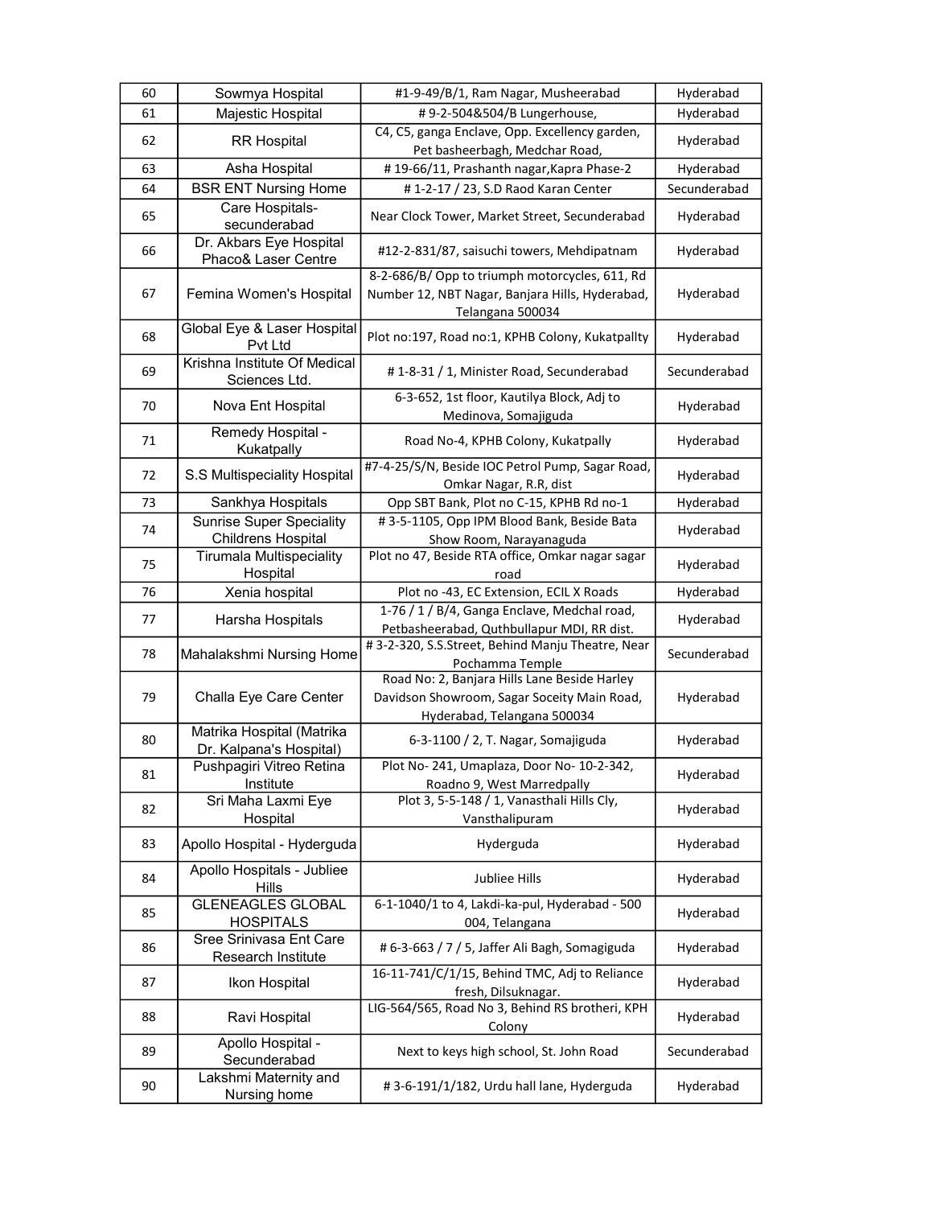| | | | |
|---|---|---|---|
| 60 | Sowmya Hospital | #1-9-49/B/1, Ram Nagar, Musheerabad | Hyderabad |
| 61 | Majestic Hospital | # 9-2-504&504/B Lungerhouse, | Hyderabad |
| 62 | RR Hospital | C4, C5, ganga Enclave, Opp. Excellency garden, Pet basheerbagh, Medchar Road, | Hyderabad |
| 63 | Asha Hospital | # 19-66/11, Prashanth nagar,Kapra Phase-2 | Hyderabad |
| 64 | BSR ENT Nursing Home | # 1-2-17 / 23, S.D Raod Karan Center | Secunderabad |
| 65 | Care Hospitals-secunderabad | Near Clock Tower, Market Street, Secunderabad | Hyderabad |
| 66 | Dr. Akbars Eye Hospital Phaco& Laser Centre | #12-2-831/87, saisuchi towers, Mehdipatnam | Hyderabad |
| 67 | Femina Women's Hospital | 8-2-686/B/ Opp to triumph motorcycles, 611, Rd Number 12, NBT Nagar, Banjara Hills, Hyderabad, Telangana 500034 | Hyderabad |
| 68 | Global Eye & Laser Hospital Pvt Ltd | Plot no:197, Road no:1, KPHB Colony, Kukatpallty | Hyderabad |
| 69 | Krishna Institute Of Medical Sciences Ltd. | # 1-8-31 / 1, Minister Road, Secunderabad | Secunderabad |
| 70 | Nova Ent Hospital | 6-3-652, 1st floor, Kautilya Block, Adj to Medinova, Somajiguda | Hyderabad |
| 71 | Remedy Hospital - Kukatpally | Road No-4, KPHB Colony, Kukatpally | Hyderabad |
| 72 | S.S Multispeciality Hospital | #7-4-25/S/N, Beside IOC Petrol Pump, Sagar Road, Omkar Nagar, R.R, dist | Hyderabad |
| 73 | Sankhya Hospitals | Opp SBT Bank, Plot no C-15, KPHB Rd no-1 | Hyderabad |
| 74 | Sunrise Super Speciality Childrens Hospital | # 3-5-1105, Opp IPM Blood Bank, Beside Bata Show Room, Narayanaguda | Hyderabad |
| 75 | Tirumala Multispeciality Hospital | Plot no 47, Beside RTA office, Omkar nagar sagar road | Hyderabad |
| 76 | Xenia hospital | Plot no -43, EC Extension, ECIL X Roads | Hyderabad |
| 77 | Harsha Hospitals | 1-76 / 1 / B/4, Ganga Enclave, Medchal road, Petbasheerabad, Quthbullapur MDI, RR dist. | Hyderabad |
| 78 | Mahalakshmi Nursing Home | # 3-2-320, S.S.Street, Behind Manju Theatre, Near Pochamma Temple | Secunderabad |
| 79 | Challa Eye Care Center | Road No: 2, Banjara Hills Lane Beside Harley Davidson Showroom, Sagar Soceity Main Road, Hyderabad, Telangana 500034 | Hyderabad |
| 80 | Matrika Hospital (Matrika Dr. Kalpana's Hospital) | 6-3-1100 / 2, T. Nagar, Somajiguda | Hyderabad |
| 81 | Pushpagiri Vitreo Retina Institute | Plot No- 241, Umaplaza, Door No- 10-2-342, Roadno 9, West Marredpally | Hyderabad |
| 82 | Sri Maha Laxmi Eye Hospital | Plot 3, 5-5-148 / 1, Vanasthali Hills Cly, Vansthalipuram | Hyderabad |
| 83 | Apollo Hospital - Hyderguda | Hyderguda | Hyderabad |
| 84 | Apollo Hospitals - Jubliee Hills | Jubliee Hills | Hyderabad |
| 85 | GLENEAGLES GLOBAL HOSPITALS | 6-1-1040/1 to 4, Lakdi-ka-pul, Hyderabad - 500 004, Telangana | Hyderabad |
| 86 | Sree Srinivasa Ent Care Research Institute | # 6-3-663 / 7 / 5, Jaffer Ali Bagh, Somagiguda | Hyderabad |
| 87 | Ikon Hospital | 16-11-741/C/1/15, Behind TMC, Adj to Reliance fresh, Dilsuknagar. | Hyderabad |
| 88 | Ravi Hospital | LIG-564/565, Road No 3, Behind RS brotheri, KPH Colony | Hyderabad |
| 89 | Apollo Hospital - Secunderabad | Next to keys high school, St. John Road | Secunderabad |
| 90 | Lakshmi Maternity and Nursing home | # 3-6-191/1/182, Urdu hall lane, Hyderguda | Hyderabad |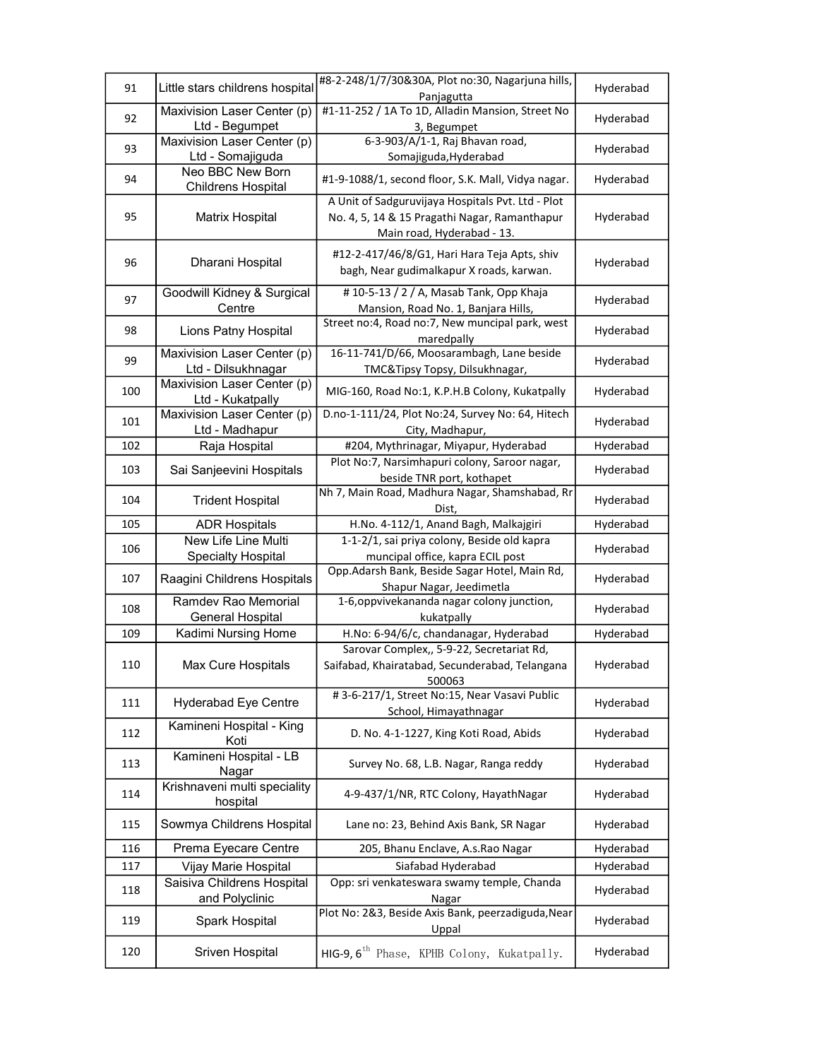| 91 | Little stars childrens hospital | #8-2-248/1/7/30&30A, Plot no:30, Nagarjuna hills, Panjagutta | Hyderabad |
|---|---|---|---|
| 92 | Maxivision Laser Center (p) Ltd - Begumpet | #1-11-252 / 1A To 1D, Alladin Mansion, Street No 3, Begumpet | Hyderabad |
| 93 | Maxivision Laser Center (p) Ltd - Somajiguda | 6-3-903/A/1-1, Raj Bhavan road, Somajiguda,Hyderabad | Hyderabad |
| 94 | Neo BBC New Born Childrens Hospital | #1-9-1088/1, second floor, S.K. Mall, Vidya nagar. | Hyderabad |
| 95 | Matrix Hospital | A Unit of Sadguruvijaya Hospitals Pvt. Ltd - Plot No. 4, 5, 14 & 15 Pragathi Nagar, Ramanthapur Main road, Hyderabad - 13. | Hyderabad |
| 96 | Dharani Hospital | #12-2-417/46/8/G1, Hari Hara Teja Apts, shiv bagh, Near gudimalkapur X roads, karwan. | Hyderabad |
| 97 | Goodwill Kidney & Surgical Centre | # 10-5-13 / 2 / A, Masab Tank, Opp Khaja Mansion, Road No. 1, Banjara Hills, | Hyderabad |
| 98 | Lions Patny Hospital | Street no:4, Road no:7, New muncipal park, west maredpally | Hyderabad |
| 99 | Maxivision Laser Center (p) Ltd - Dilsukhnagar | 16-11-741/D/66, Moosarambagh, Lane beside TMC&Tipsy Topsy, Dilsukhnagar, | Hyderabad |
| 100 | Maxivision Laser Center (p) Ltd - Kukatpally | MIG-160, Road No:1, K.P.H.B Colony, Kukatpally | Hyderabad |
| 101 | Maxivision Laser Center (p) Ltd - Madhapur | D.no-1-111/24, Plot No:24, Survey No: 64, Hitech City, Madhapur, | Hyderabad |
| 102 | Raja Hospital | #204, Mythrinagar, Miyapur, Hyderabad | Hyderabad |
| 103 | Sai Sanjeevini Hospitals | Plot No:7, Narsimhapuri colony, Saroor nagar, beside TNR port, kothapet | Hyderabad |
| 104 | Trident Hospital | Nh 7, Main Road, Madhura Nagar, Shamshabad, Rr Dist, | Hyderabad |
| 105 | ADR Hospitals | H.No. 4-112/1, Anand Bagh, Malkajgiri | Hyderabad |
| 106 | New Life Line Multi Specialty Hospital | 1-1-2/1, sai priya colony, Beside old kapra muncipal office, kapra ECIL post | Hyderabad |
| 107 | Raagini Childrens Hospitals | Opp.Adarsh Bank, Beside Sagar Hotel, Main Rd, Shapur Nagar, Jeedimetla | Hyderabad |
| 108 | Ramdev Rao Memorial General Hospital | 1-6,oppvivekananda nagar colony junction, kukatpally | Hyderabad |
| 109 | Kadimi Nursing Home | H.No: 6-94/6/c, chandanagar, Hyderabad | Hyderabad |
| 110 | Max Cure Hospitals | Sarovar Complex,, 5-9-22, Secretariat Rd, Saifabad, Khairatabad, Secunderabad, Telangana 500063 | Hyderabad |
| 111 | Hyderabad Eye Centre | # 3-6-217/1, Street No:15, Near Vasavi Public School, Himayathnagar | Hyderabad |
| 112 | Kamineni Hospital - King Koti | D. No. 4-1-1227, King Koti Road, Abids | Hyderabad |
| 113 | Kamineni Hospital - LB Nagar | Survey No. 68, L.B. Nagar, Ranga reddy | Hyderabad |
| 114 | Krishnaveni multi speciality hospital | 4-9-437/1/NR, RTC Colony, HayathNagar | Hyderabad |
| 115 | Sowmya Childrens Hospital | Lane no: 23, Behind Axis Bank, SR Nagar | Hyderabad |
| 116 | Prema Eyecare Centre | 205, Bhanu Enclave, A.s.Rao Nagar | Hyderabad |
| 117 | Vijay Marie Hospital | Siafabad Hyderabad | Hyderabad |
| 118 | Saisiva Childrens Hospital and Polyclinic | Opp: sri venkateswara swamy temple, Chanda Nagar | Hyderabad |
| 119 | Spark Hospital | Plot No: 2&3, Beside Axis Bank, peerzadiguda,Near Uppal | Hyderabad |
| 120 | Sriven Hospital | HIG-9, 6th Phase, KPHB Colony, Kukatpally. | Hyderabad |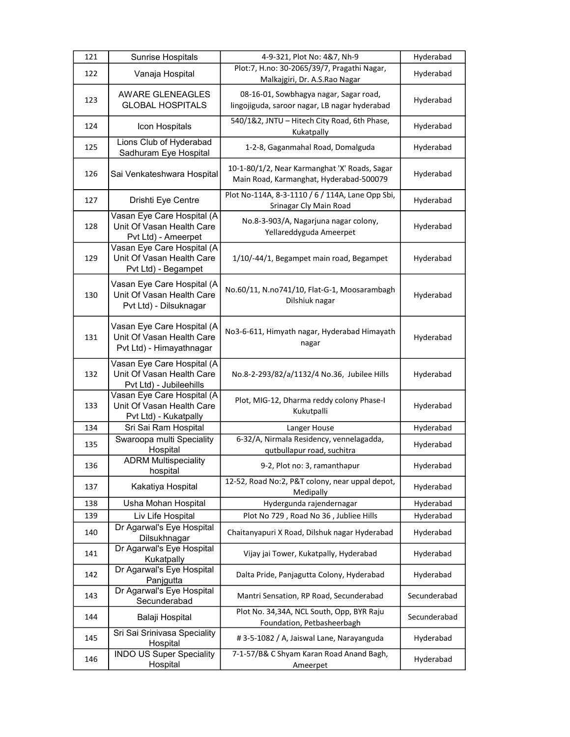| 121 | Sunrise Hospitals | 4-9-321, Plot No: 4&7, Nh-9 | Hyderabad |
|---|---|---|---|
| 122 | Vanaja Hospital | Plot:7, H.no: 30-2065/39/7, Pragathi Nagar, Malkajgiri, Dr. A.S.Rao Nagar | Hyderabad |
| 123 | AWARE GLENEAGLES GLOBAL HOSPITALS | 08-16-01, Sowbhagya nagar, Sagar road, lingojiguda, saroor nagar, LB nagar hyderabad | Hyderabad |
| 124 | Icon Hospitals | 540/1&2, JNTU – Hitech City Road, 6th Phase, Kukatpally | Hyderabad |
| 125 | Lions Club of Hyderabad Sadhuram Eye Hospital | 1-2-8, Gaganmahal Road, Domalguda | Hyderabad |
| 126 | Sai Venkateshwara Hospital | 10-1-80/1/2, Near Karmanghat 'X' Roads, Sagar Main Road, Karmanghat, Hyderabad-500079 | Hyderabad |
| 127 | Drishti Eye Centre | Plot No-114A, 8-3-1110 / 6 / 114A, Lane Opp Sbi, Srinagar Cly Main Road | Hyderabad |
| 128 | Vasan Eye Care Hospital (A Unit Of Vasan Health Care Pvt Ltd) - Ameerpet | No.8-3-903/A, Nagarjuna nagar colony, Yellareddyguda Ameerpet | Hyderabad |
| 129 | Vasan Eye Care Hospital (A Unit Of Vasan Health Care Pvt Ltd) - Begampet | 1/10/-44/1, Begampet main road, Begampet | Hyderabad |
| 130 | Vasan Eye Care Hospital (A Unit Of Vasan Health Care Pvt Ltd) - Dilsuknagar | No.60/11, N.no741/10, Flat-G-1, Moosarambagh Dilshiuk nagar | Hyderabad |
| 131 | Vasan Eye Care Hospital (A Unit Of Vasan Health Care Pvt Ltd) - Himayathnagar | No3-6-611, Himyath nagar, Hyderabad Himayath nagar | Hyderabad |
| 132 | Vasan Eye Care Hospital (A Unit Of Vasan Health Care Pvt Ltd) - Jubileehills | No.8-2-293/82/a/1132/4 No.36, Jubilee Hills | Hyderabad |
| 133 | Vasan Eye Care Hospital (A Unit Of Vasan Health Care Pvt Ltd) - Kukatpally | Plot, MIG-12, Dharma reddy colony Phase-I Kukutpalli | Hyderabad |
| 134 | Sri Sai Ram Hospital | Langer House | Hyderabad |
| 135 | Swaroopa multi Speciality Hospital | 6-32/A, Nirmala Residency, vennelagadda, qutbullapur road, suchitra | Hyderabad |
| 136 | ADRM Multispeciality hospital | 9-2, Plot no: 3, ramanthapur | Hyderabad |
| 137 | Kakatiya Hospital | 12-52, Road No:2, P&T colony, near uppal depot, Medipally | Hyderabad |
| 138 | Usha Mohan Hospital | Hydergunda rajendernagar | Hyderabad |
| 139 | Liv Life Hospital | Plot No 729 , Road No 36 , Jubliee Hills | Hyderabad |
| 140 | Dr Agarwal's Eye Hospital Dilsukhnagar | Chaitanyapuri X Road, Dilshuk nagar Hyderabad | Hyderabad |
| 141 | Dr Agarwal's Eye Hospital Kukatpally | Vijay jai Tower, Kukatpally, Hyderabad | Hyderabad |
| 142 | Dr Agarwal's Eye Hospital Panjgutta | Dalta Pride, Panjagutta Colony, Hyderabad | Hyderabad |
| 143 | Dr Agarwal's Eye Hospital Secunderabad | Mantri Sensation, RP Road, Secunderabad | Secunderabad |
| 144 | Balaji Hospital | Plot No. 34,34A, NCL South, Opp, BYR Raju Foundation, Petbasheerbagh | Secunderabad |
| 145 | Sri Sai Srinivasa Speciality Hospital | # 3-5-1082 / A, Jaiswal Lane, Narayanguda | Hyderabad |
| 146 | INDO US Super Speciality Hospital | 7-1-57/B& C Shyam Karan Road Anand Bagh, Ameerpet | Hyderabad |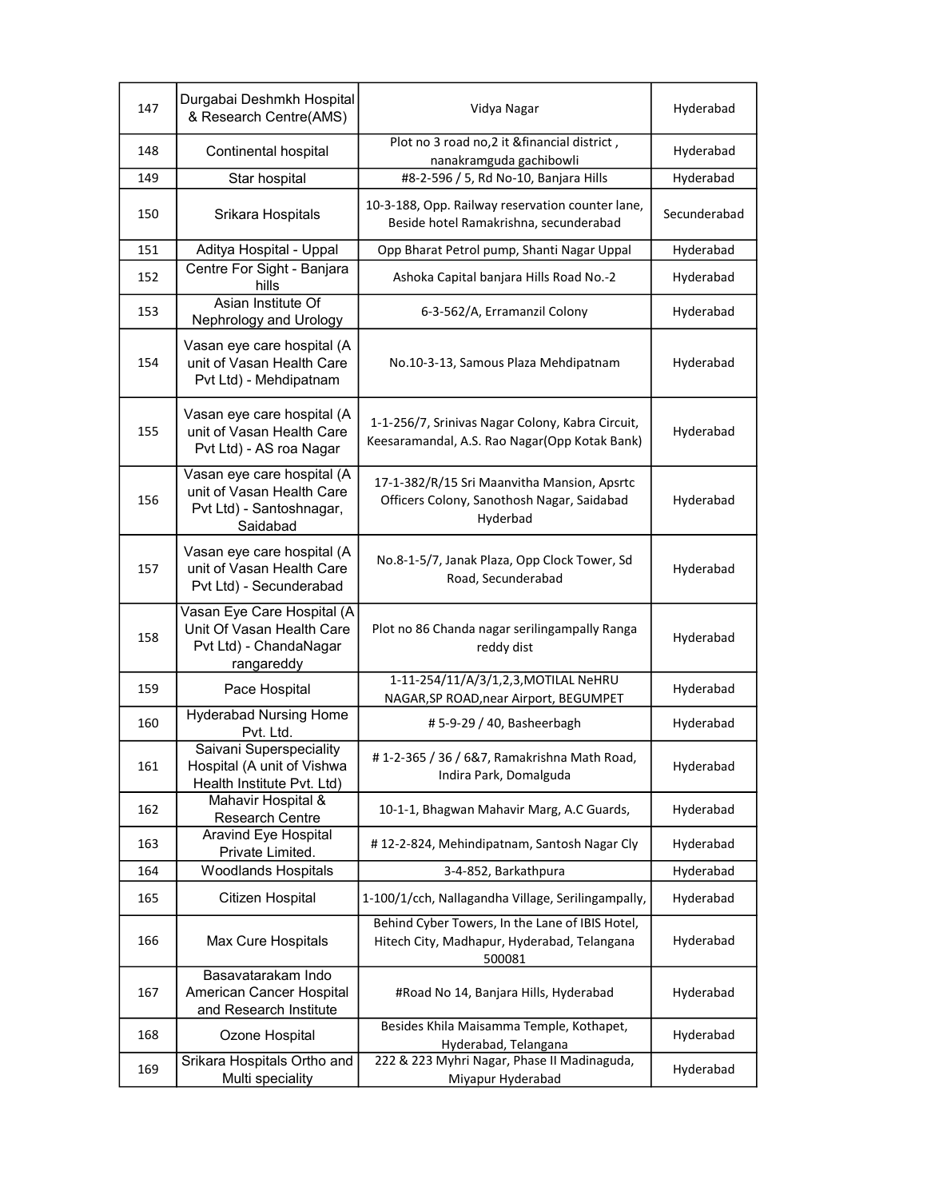| 147 | Durgabai Deshmkh Hospital & Research Centre(AMS) | Vidya Nagar | Hyderabad |
|---|---|---|---|
| 148 | Continental hospital | Plot no 3 road no,2 it &financial district , nanakramguda gachibowli | Hyderabad |
| 149 | Star hospital | #8-2-596 / 5, Rd No-10, Banjara Hills | Hyderabad |
| 150 | Srikara Hospitals | 10-3-188, Opp. Railway reservation counter lane, Beside hotel Ramakrishna, secunderabad | Secunderabad |
| 151 | Aditya Hospital - Uppal | Opp Bharat Petrol pump, Shanti Nagar Uppal | Hyderabad |
| 152 | Centre For Sight - Banjara hills | Ashoka Capital banjara Hills Road No.-2 | Hyderabad |
| 153 | Asian Institute Of Nephrology and Urology | 6-3-562/A, Erramanzil Colony | Hyderabad |
| 154 | Vasan eye care hospital (A unit of Vasan Health Care Pvt Ltd) - Mehdipatnam | No.10-3-13, Samous Plaza Mehdipatnam | Hyderabad |
| 155 | Vasan eye care hospital (A unit of Vasan Health Care Pvt Ltd) - AS roa Nagar | 1-1-256/7, Srinivas Nagar Colony, Kabra Circuit, Keesaramandal, A.S. Rao Nagar(Opp Kotak Bank) | Hyderabad |
| 156 | Vasan eye care hospital (A unit of Vasan Health Care Pvt Ltd) - Santoshnagar, Saidabad | 17-1-382/R/15 Sri Maanvitha Mansion, Apsrtc Officers Colony, Sanothosh Nagar, Saidabad Hyderbad | Hyderabad |
| 157 | Vasan eye care hospital (A unit of Vasan Health Care Pvt Ltd) - Secunderabad | No.8-1-5/7, Janak Plaza, Opp Clock Tower, Sd Road, Secunderabad | Hyderabad |
| 158 | Vasan Eye Care Hospital (A Unit Of Vasan Health Care Pvt Ltd) - ChandaNagar rangareddy | Plot no 86 Chanda nagar serilingampally Ranga reddy dist | Hyderabad |
| 159 | Pace Hospital | 1-11-254/11/A/3/1,2,3,MOTILAL NeHRU NAGAR,SP ROAD,near Airport, BEGUMPET | Hyderabad |
| 160 | Hyderabad Nursing Home Pvt. Ltd. | # 5-9-29 / 40, Basheerbagh | Hyderabad |
| 161 | Saivani Superspeciality Hospital (A unit of Vishwa Health Institute Pvt. Ltd) | # 1-2-365 / 36 / 6&7, Ramakrishna Math Road, Indira Park, Domalguda | Hyderabad |
| 162 | Mahavir Hospital & Research Centre | 10-1-1, Bhagwan Mahavir Marg, A.C Guards, | Hyderabad |
| 163 | Aravind Eye Hospital Private Limited. | # 12-2-824, Mehindipatnam, Santosh Nagar Cly | Hyderabad |
| 164 | Woodlands Hospitals | 3-4-852, Barkathpura | Hyderabad |
| 165 | Citizen Hospital | 1-100/1/cch, Nallagandha Village, Serilingampally, | Hyderabad |
| 166 | Max Cure Hospitals | Behind Cyber Towers, In the Lane of IBIS Hotel, Hitech City, Madhapur, Hyderabad, Telangana 500081 | Hyderabad |
| 167 | Basavatarakam Indo American Cancer Hospital and Research Institute | #Road No 14, Banjara Hills, Hyderabad | Hyderabad |
| 168 | Ozone Hospital | Besides Khila Maisamma Temple, Kothapet, Hyderabad, Telangana | Hyderabad |
| 169 | Srikara Hospitals Ortho and Multi speciality | 222 & 223 Myhri Nagar, Phase II Madinaguda, Miyapur Hyderabad | Hyderabad |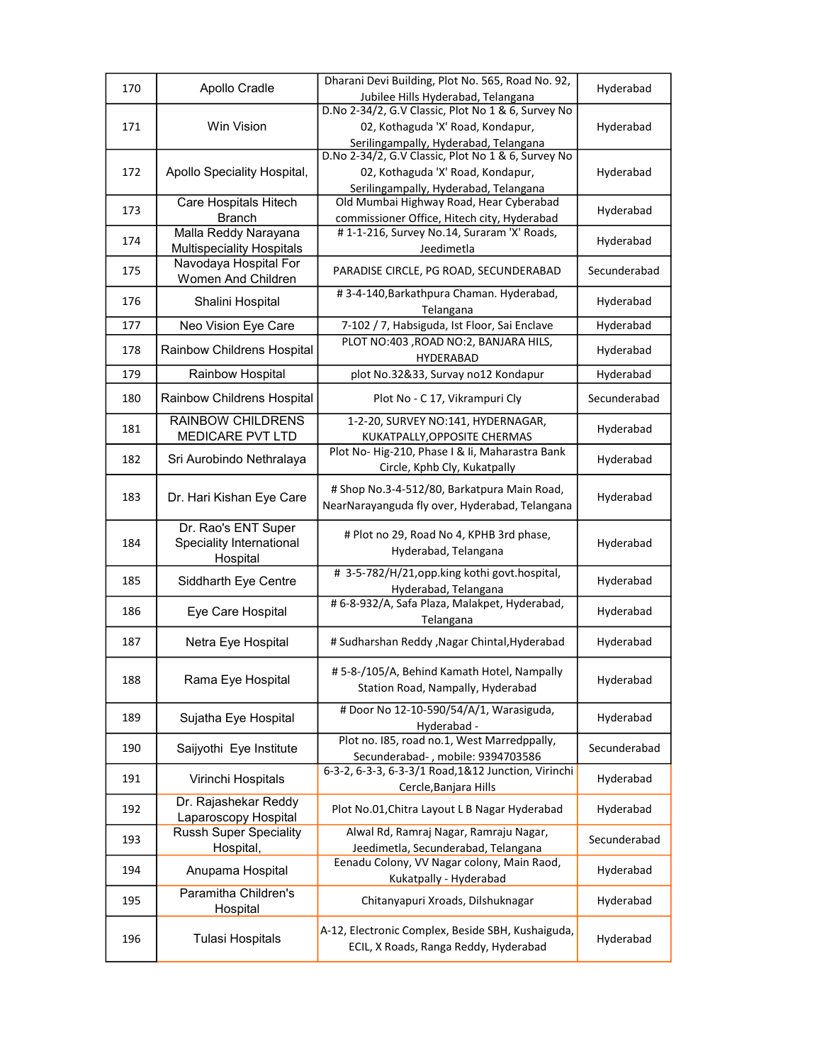| | | | |
|---|---|---|---|
| 170 | Apollo Cradle | Dharani Devi Building, Plot No. 565, Road No. 92, Jubilee Hills Hyderabad, Telangana | Hyderabad |
| 171 | Win Vision | D.No 2-34/2, G.V Classic, Plot No 1 & 6, Survey No 02, Kothaguda 'X' Road, Kondapur, Serilingampally, Hyderabad, Telangana | Hyderabad |
| 172 | Apollo Speciality Hospital, | D.No 2-34/2, G.V Classic, Plot No 1 & 6, Survey No 02, Kothaguda 'X' Road, Kondapur, Serilingampally, Hyderabad, Telangana | Hyderabad |
| 173 | Care Hospitals Hitech Branch | Old Mumbai Highway Road, Hear Cyberabad commissioner Office, Hitech city, Hyderabad | Hyderabad |
| 174 | Malla Reddy Narayana Multispeciality Hospitals | # 1-1-216, Survey No.14, Suraram 'X' Roads, Jeedimetla | Hyderabad |
| 175 | Navodaya Hospital For Women And Children | PARADISE CIRCLE, PG ROAD, SECUNDERABAD | Secunderabad |
| 176 | Shalini Hospital | # 3-4-140,Barkathpura Chaman. Hyderabad, Telangana | Hyderabad |
| 177 | Neo Vision Eye Care | 7-102 / 7, Habsiguda, Ist Floor, Sai Enclave | Hyderabad |
| 178 | Rainbow Childrens Hospital | PLOT NO:403 ,ROAD NO:2, BANJARA HILS, HYDERABAD | Hyderabad |
| 179 | Rainbow Hospital | plot No.32&33, Survay no12 Kondapur | Hyderabad |
| 180 | Rainbow Childrens Hospital | Plot No - C 17, Vikrampuri Cly | Secunderabad |
| 181 | RAINBOW CHILDRENS MEDICARE PVT LTD | 1-2-20, SURVEY NO:141, HYDERNAGAR, KUKATPALLY,OPPOSITE CHERMAS | Hyderabad |
| 182 | Sri Aurobindo Nethralaya | Plot No- Hig-210, Phase I & Ii, Maharastra Bank Circle, Kphb Cly, Kukatpally | Hyderabad |
| 183 | Dr. Hari Kishan Eye Care | # Shop No.3-4-512/80, Barkatpura Main Road, NearNarayanguda fly over, Hyderabad, Telangana | Hyderabad |
| 184 | Dr. Rao's ENT Super Speciality International Hospital | # Plot no 29, Road No 4, KPHB 3rd phase, Hyderabad, Telangana | Hyderabad |
| 185 | Siddharth Eye Centre | # 3-5-782/H/21,opp.king kothi govt.hospital, Hyderabad, Telangana | Hyderabad |
| 186 | Eye Care Hospital | # 6-8-932/A, Safa Plaza, Malakpet, Hyderabad, Telangana | Hyderabad |
| 187 | Netra Eye Hospital | # Sudharshan Reddy ,Nagar Chintal,Hyderabad | Hyderabad |
| 188 | Rama Eye Hospital | # 5-8-/105/A, Behind Kamath Hotel, Nampally Station Road, Nampally, Hyderabad | Hyderabad |
| 189 | Sujatha Eye Hospital | # Door No 12-10-590/54/A/1, Warasiguda, Hyderabad - | Hyderabad |
| 190 | Saijyothi Eye Institute | Plot no. I85, road no.1, West Marredppally, Secunderabad- , mobile: 9394703586 | Secunderabad |
| 191 | Virinchi Hospitals | 6-3-2, 6-3-3, 6-3-3/1 Road,1&12 Junction, Virinchi Cercle,Banjara Hills | Hyderabad |
| 192 | Dr. Rajashekar Reddy Laparoscopy Hospital | Plot No.01,Chitra Layout L B Nagar Hyderabad | Hyderabad |
| 193 | Russh Super Speciality Hospital, | Alwal Rd, Ramraj Nagar, Ramraju Nagar, Jeedimetla, Secunderabad, Telangana | Secunderabad |
| 194 | Anupama Hospital | Eenadu Colony, VV Nagar colony, Main Raod, Kukatpally - Hyderabad | Hyderabad |
| 195 | Paramitha Children's Hospital | Chitanyapuri Xroads, Dilshuknagar | Hyderabad |
| 196 | Tulasi Hospitals | A-12, Electronic Complex, Beside SBH, Kushaiguda, ECIL, X Roads, Ranga Reddy, Hyderabad | Hyderabad |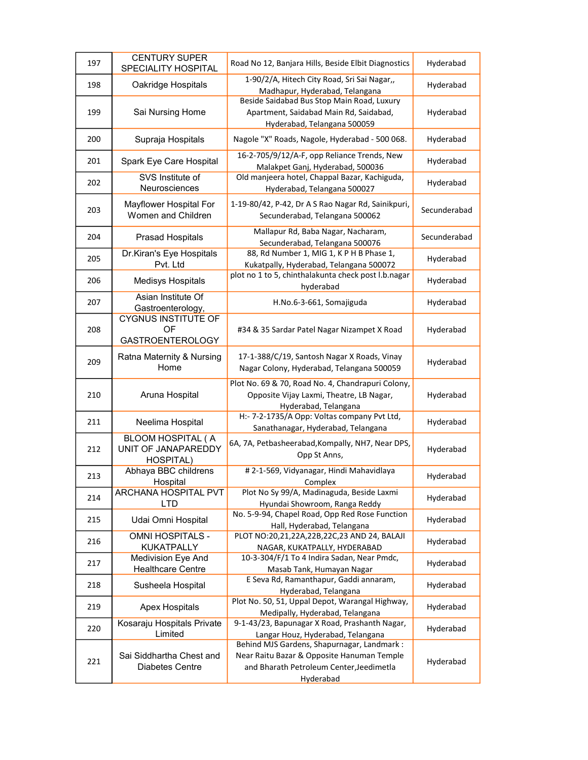| 197 | CENTURY SUPER SPECIALITY HOSPITAL | Road No 12, Banjara Hills, Beside Elbit Diagnostics | Hyderabad |
|---|---|---|---|
| 198 | Oakridge Hospitals | 1-90/2/A, Hitech City Road, Sri Sai Nagar,, Madhapur, Hyderabad, Telangana | Hyderabad |
| 199 | Sai Nursing Home | Beside Saidabad Bus Stop Main Road, Luxury Apartment, Saidabad Main Rd, Saidabad, Hyderabad, Telangana 500059 | Hyderabad |
| 200 | Supraja Hospitals | Nagole "X" Roads, Nagole, Hyderabad - 500 068. | Hyderabad |
| 201 | Spark Eye Care Hospital | 16-2-705/9/12/A-F, opp Reliance Trends, New Malakpet Ganj, Hyderabad, 500036 | Hyderabad |
| 202 | SVS Institute of Neurosciences | Old manjeera hotel, Chappal Bazar, Kachiguda, Hyderabad, Telangana 500027 | Hyderabad |
| 203 | Mayflower Hospital For Women and Children | 1-19-80/42, P-42, Dr A S Rao Nagar Rd, Sainikpuri, Secunderabad, Telangana 500062 | Secunderabad |
| 204 | Prasad Hospitals | Mallapur Rd, Baba Nagar, Nacharam, Secunderabad, Telangana 500076 | Secunderabad |
| 205 | Dr.Kiran's Eye Hospitals Pvt. Ltd | 88, Rd Number 1, MIG 1, K P H B Phase 1, Kukatpally, Hyderabad, Telangana 500072 | Hyderabad |
| 206 | Medisys Hospitals | plot no 1 to 5, chinthalakunta check post l.b.nagar hyderabad | Hyderabad |
| 207 | Asian Institute Of Gastroenterology, | H.No.6-3-661, Somajiguda | Hyderabad |
| 208 | CYGNUS INSTITUTE OF OF GASTROENTEROLOGY | #34 & 35 Sardar Patel Nagar Nizampet X Road | Hyderabad |
| 209 | Ratna Maternity & Nursing Home | 17-1-388/C/19, Santosh Nagar X Roads, Vinay Nagar Colony, Hyderabad, Telangana 500059 | Hyderabad |
| 210 | Aruna Hospital | Plot No. 69 & 70, Road No. 4, Chandrapuri Colony, Opposite Vijay Laxmi, Theatre, LB Nagar, Hyderabad, Telangana | Hyderabad |
| 211 | Neelima Hospital | H:- 7-2-1735/A Opp: Voltas company Pvt Ltd, Sanathanagar, Hyderabad, Telangana | Hyderabad |
| 212 | BLOOM HOSPITAL ( A UNIT OF JANAPAREDDY HOSPITAL) | 6A, 7A, Petbasheerabad,Kompally, NH7, Near DPS, Opp St Anns, | Hyderabad |
| 213 | Abhaya BBC childrens Hospital | # 2-1-569, Vidyanagar, Hindi Mahavidlaya Complex | Hyderabad |
| 214 | ARCHANA HOSPITAL PVT LTD | Plot No Sy 99/A, Madinaguda, Beside Laxmi Hyundai Showroom, Ranga Reddy | Hyderabad |
| 215 | Udai Omni Hospital | No. 5-9-94, Chapel Road, Opp Red Rose Function Hall, Hyderabad, Telangana | Hyderabad |
| 216 | OMNI HOSPITALS - KUKATPALLY | PLOT NO:20,21,22A,22B,22C,23 AND 24, BALAJI NAGAR, KUKATPALLY, HYDERABAD | Hyderabad |
| 217 | Medivision Eye And Healthcare Centre | 10-3-304/F/1 To 4 Indira Sadan, Near Pmdc, Masab Tank, Humayan Nagar | Hyderabad |
| 218 | Susheela Hospital | E Seva Rd, Ramanthapur, Gaddi annaram, Hyderabad, Telangana | Hyderabad |
| 219 | Apex Hospitals | Plot No. 50, 51, Uppal Depot, Warangal Highway, Medipally, Hyderabad, Telangana | Hyderabad |
| 220 | Kosaraju Hospitals Private Limited | 9-1-43/23, Bapunagar X Road, Prashanth Nagar, Langar Houz, Hyderabad, Telangana | Hyderabad |
| 221 | Sai Siddhartha Chest and Diabetes Centre | Behind MJS Gardens, Shapurnagar, Landmark : Near Raitu Bazar & Opposite Hanuman Temple and Bharath Petroleum Center,Jeedimetla Hyderabad | Hyderabad |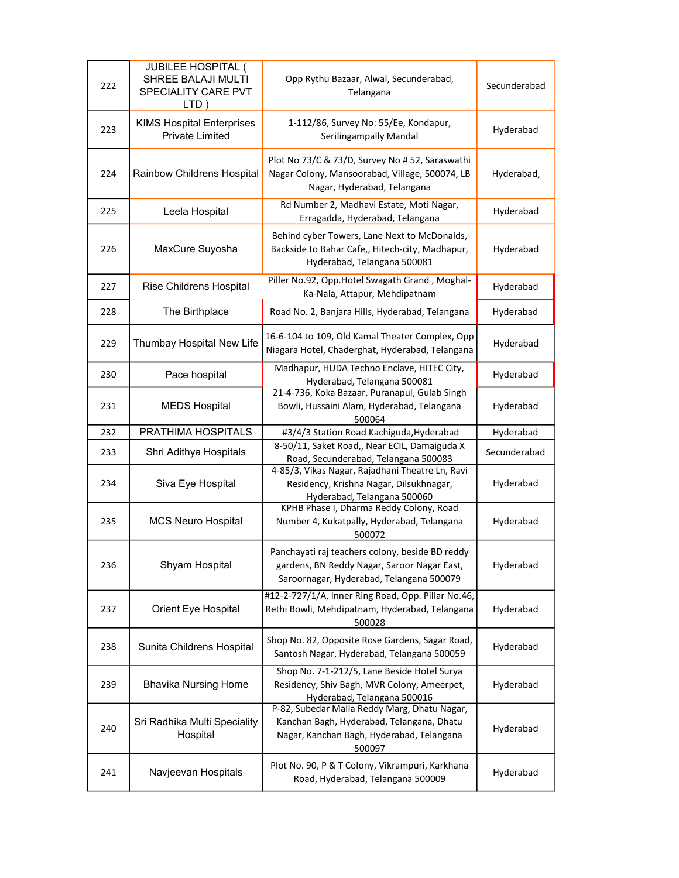| 222 | JUBILEE HOSPITAL ( SHREE BALAJI MULTI SPECIALITY CARE PVT LTD ) | Opp Rythu Bazaar, Alwal, Secunderabad, Telangana | Secunderabad |
|---|---|---|---|
| 223 | KIMS Hospital Enterprises Private Limited | 1-112/86, Survey No: 55/Ee, Kondapur, Serilingampally Mandal | Hyderabad |
| 224 | Rainbow Childrens Hospital | Plot No 73/C & 73/D, Survey No # 52, Saraswathi Nagar Colony, Mansoorabad, Village, 500074, LB Nagar, Hyderabad, Telangana | Hyderabad, |
| 225 | Leela Hospital | Rd Number 2, Madhavi Estate, Moti Nagar, Erragadda, Hyderabad, Telangana | Hyderabad |
| 226 | MaxCure Suyosha | Behind cyber Towers, Lane Next to McDonalds, Backside to Bahar Cafe,, Hitech-city, Madhapur, Hyderabad, Telangana 500081 | Hyderabad |
| 227 | Rise Childrens Hospital | Piller No.92, Opp.Hotel Swagath Grand , Moghal-Ka-Nala, Attapur, Mehdipatnam | Hyderabad |
| 228 | The Birthplace | Road No. 2, Banjara Hills, Hyderabad, Telangana | Hyderabad |
| 229 | Thumbay Hospital New Life | 16-6-104 to 109, Old Kamal Theater Complex, Opp Niagara Hotel, Chaderghat, Hyderabad, Telangana | Hyderabad |
| 230 | Pace hospital | Madhapur, HUDA Techno Enclave, HITEC City, Hyderabad, Telangana 500081 | Hyderabad |
| 231 | MEDS Hospital | 21-4-736, Koka Bazaar, Puranapul, Gulab Singh Bowli, Hussaini Alam, Hyderabad, Telangana 500064 | Hyderabad |
| 232 | PRATHIMA HOSPITALS | #3/4/3 Station Road Kachiguda,Hyderabad | Hyderabad |
| 233 | Shri Adithya Hospitals | 8-50/11, Saket Road,, Near ECIL, Damaiguda X Road, Secunderabad, Telangana 500083 | Secunderabad |
| 234 | Siva Eye Hospital | 4-85/3, Vikas Nagar, Rajadhani Theatre Ln, Ravi Residency, Krishna Nagar, Dilsukhnagar, Hyderabad, Telangana 500060 | Hyderabad |
| 235 | MCS Neuro Hospital | KPHB Phase I, Dharma Reddy Colony, Road Number 4, Kukatpally, Hyderabad, Telangana 500072 | Hyderabad |
| 236 | Shyam Hospital | Panchayati raj teachers colony, beside BD reddy gardens, BN Reddy Nagar, Saroor Nagar East, Saroornagar, Hyderabad, Telangana 500079 | Hyderabad |
| 237 | Orient Eye Hospital | #12-2-727/1/A, Inner Ring Road, Opp. Pillar No.46, Rethi Bowli, Mehdipatnam, Hyderabad, Telangana 500028 | Hyderabad |
| 238 | Sunita Childrens Hospital | Shop No. 82, Opposite Rose Gardens, Sagar Road, Santosh Nagar, Hyderabad, Telangana 500059 | Hyderabad |
| 239 | Bhavika Nursing Home | Shop No. 7-1-212/5, Lane Beside Hotel Surya Residency, Shiv Bagh, MVR Colony, Ameerpet, Hyderabad, Telangana 500016 | Hyderabad |
| 240 | Sri Radhika Multi Speciality Hospital | P-82, Subedar Malla Reddy Marg, Dhatu Nagar, Kanchan Bagh, Hyderabad, Telangana, Dhatu Nagar, Kanchan Bagh, Hyderabad, Telangana 500097 | Hyderabad |
| 241 | Navjeevan Hospitals | Plot No. 90, P & T Colony, Vikrampuri, Karkhana Road, Hyderabad, Telangana 500009 | Hyderabad |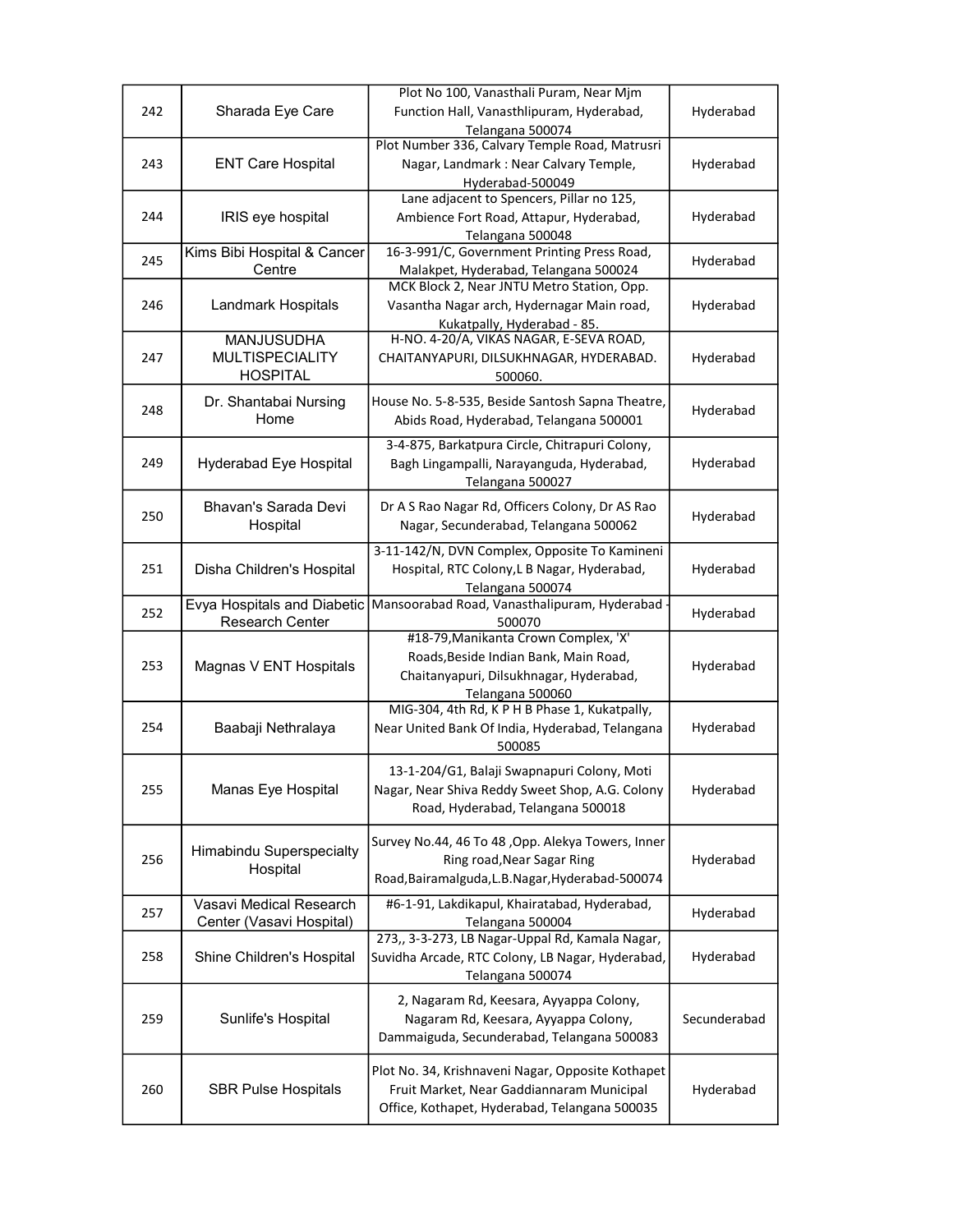| 242 | Sharada Eye Care | Plot No 100, Vanasthali Puram, Near Mjm Function Hall, Vanasthlipuram, Hyderabad, Telangana 500074 | Hyderabad |
|---|---|---|---|
| 243 | ENT Care Hospital | Plot Number 336, Calvary Temple Road, Matrusri Nagar, Landmark : Near Calvary Temple, Hyderabad-500049 | Hyderabad |
| 244 | IRIS eye hospital | Lane adjacent to Spencers, Pillar no 125, Ambience Fort Road, Attapur, Hyderabad, Telangana 500048 | Hyderabad |
| 245 | Kims Bibi Hospital & Cancer Centre | 16-3-991/C, Government Printing Press Road, Malakpet, Hyderabad, Telangana 500024 | Hyderabad |
| 246 | Landmark Hospitals | MCK Block 2, Near JNTU Metro Station, Opp. Vasantha Nagar arch, Hydernagar Main road, Kukatpally, Hyderabad - 85. | Hyderabad |
| 247 | MANJUSUDHA MULTISPECIALITY HOSPITAL | H-NO. 4-20/A, VIKAS NAGAR, E-SEVA ROAD, CHAITANYAPURI, DILSUKHNAGAR, HYDERABAD. 500060. | Hyderabad |
| 248 | Dr. Shantabai Nursing Home | House No. 5-8-535, Beside Santosh Sapna Theatre, Abids Road, Hyderabad, Telangana 500001 | Hyderabad |
| 249 | Hyderabad Eye Hospital | 3-4-875, Barkatpura Circle, Chitrapuri Colony, Bagh Lingampalli, Narayanguda, Hyderabad, Telangana 500027 | Hyderabad |
| 250 | Bhavan's Sarada Devi Hospital | Dr A S Rao Nagar Rd, Officers Colony, Dr AS Rao Nagar, Secunderabad, Telangana 500062 | Hyderabad |
| 251 | Disha Children's Hospital | 3-11-142/N, DVN Complex, Opposite To Kamineni Hospital, RTC Colony,L B Nagar, Hyderabad, Telangana 500074 | Hyderabad |
| 252 | Evya Hospitals and Diabetic Research Center | Mansoorabad Road, Vanasthalipuram, Hyderabad - 500070 | Hyderabad |
| 253 | Magnas V ENT Hospitals | #18-79,Manikanta Crown Complex, 'X' Roads,Beside Indian Bank, Main Road, Chaitanyapuri, Dilsukhnagar, Hyderabad, Telangana 500060 | Hyderabad |
| 254 | Baabaji Nethralaya | MIG-304, 4th Rd, K P H B Phase 1, Kukatpally, Near United Bank Of India, Hyderabad, Telangana 500085 | Hyderabad |
| 255 | Manas Eye Hospital | 13-1-204/G1, Balaji Swapnapuri Colony, Moti Nagar, Near Shiva Reddy Sweet Shop, A.G. Colony Road, Hyderabad, Telangana 500018 | Hyderabad |
| 256 | Himabindu Superspecialty Hospital | Survey No.44, 46 To 48 ,Opp. Alekya Towers, Inner Ring road,Near Sagar Ring Road,Bairamalguda,L.B.Nagar,Hyderabad-500074 | Hyderabad |
| 257 | Vasavi Medical Research Center (Vasavi Hospital) | #6-1-91, Lakdikapul, Khairatabad, Hyderabad, Telangana 500004 | Hyderabad |
| 258 | Shine Children's Hospital | 273,, 3-3-273, LB Nagar-Uppal Rd, Kamala Nagar, Suvidha Arcade, RTC Colony, LB Nagar, Hyderabad, Telangana 500074 | Hyderabad |
| 259 | Sunlife's Hospital | 2, Nagaram Rd, Keesara, Ayyappa Colony, Nagaram Rd, Keesara, Ayyappa Colony, Dammaiguda, Secunderabad, Telangana 500083 | Secunderabad |
| 260 | SBR Pulse Hospitals | Plot No. 34, Krishnaveni Nagar, Opposite Kothapet Fruit Market, Near Gaddiannaram Municipal Office, Kothapet, Hyderabad, Telangana 500035 | Hyderabad |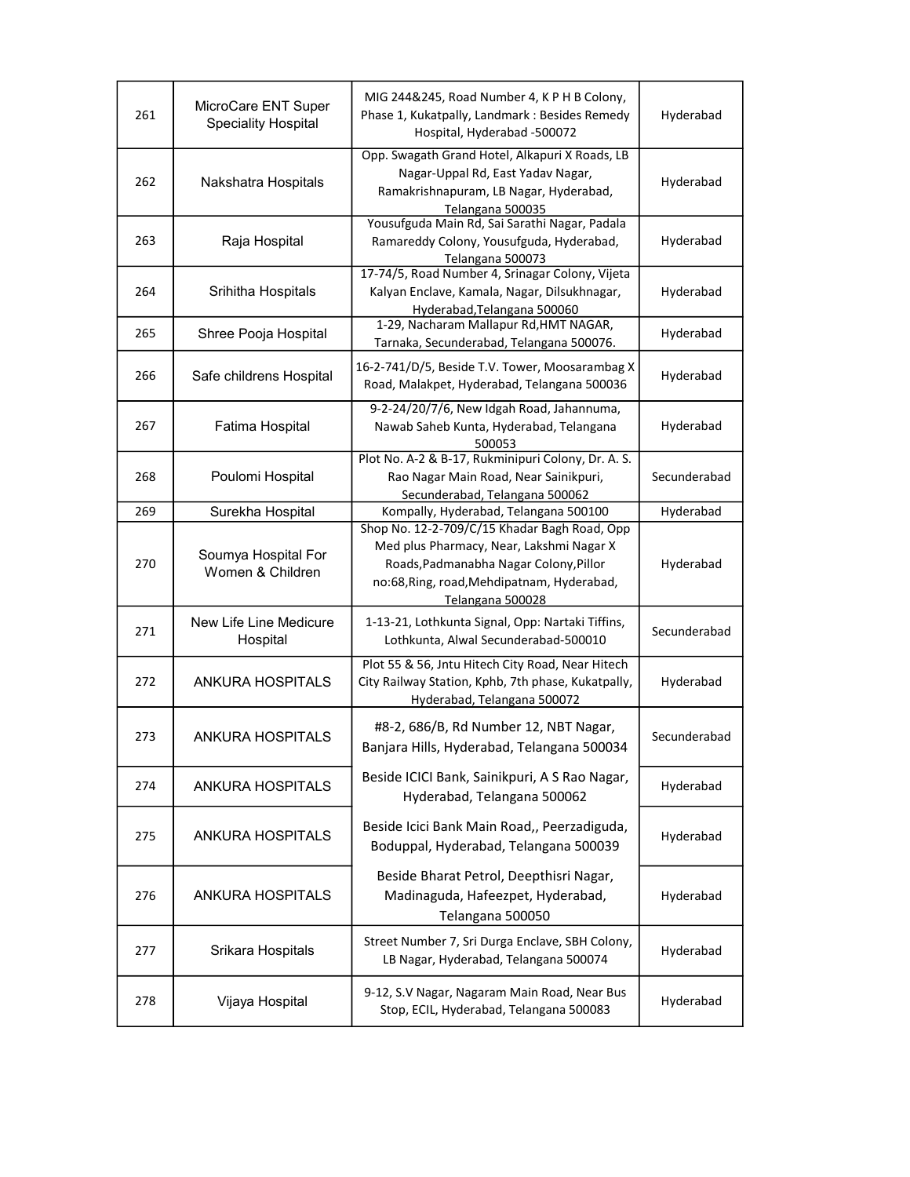| | | | |
|---|---|---|---|
| 261 | MicroCare ENT Super Speciality Hospital | MIG 244&245, Road Number 4, K P H B Colony, Phase 1, Kukatpally, Landmark : Besides Remedy Hospital, Hyderabad -500072 | Hyderabad |
| 262 | Nakshatra Hospitals | Opp. Swagath Grand Hotel, Alkapuri X Roads, LB Nagar-Uppal Rd, East Yadav Nagar, Ramakrishnapuram, LB Nagar, Hyderabad, Telangana 500035 | Hyderabad |
| 263 | Raja Hospital | Yousufguda Main Rd, Sai Sarathi Nagar, Padala Ramareddy Colony, Yousufguda, Hyderabad, Telangana 500073 | Hyderabad |
| 264 | Srihitha Hospitals | 17-74/5, Road Number 4, Srinagar Colony, Vijeta Kalyan Enclave, Kamala, Nagar, Dilsukhnagar, Hyderabad,Telangana 500060 | Hyderabad |
| 265 | Shree Pooja Hospital | 1-29, Nacharam Mallapur Rd,HMT NAGAR, Tarnaka, Secunderabad, Telangana 500076. | Hyderabad |
| 266 | Safe childrens Hospital | 16-2-741/D/5, Beside T.V. Tower, Moosarambag X Road, Malakpet, Hyderabad, Telangana 500036 | Hyderabad |
| 267 | Fatima Hospital | 9-2-24/20/7/6, New Idgah Road, Jahannuma, Nawab Saheb Kunta, Hyderabad, Telangana 500053 | Hyderabad |
| 268 | Poulomi Hospital | Plot No. A-2 & B-17, Rukminipuri Colony, Dr. A. S. Rao Nagar Main Road, Near Sainikpuri, Secunderabad, Telangana 500062 | Secunderabad |
| 269 | Surekha Hospital | Kompally, Hyderabad, Telangana 500100 | Hyderabad |
| 270 | Soumya Hospital For Women & Children | Shop No. 12-2-709/C/15 Khadar Bagh Road, Opp Med plus Pharmacy, Near, Lakshmi Nagar X Roads,Padmanabha Nagar Colony,Pillor no:68,Ring, road,Mehdipatnam, Hyderabad, Telangana 500028 | Hyderabad |
| 271 | New Life Line Medicure Hospital | 1-13-21, Lothkunta Signal, Opp: Nartaki Tiffins, Lothkunta, Alwal Secunderabad-500010 | Secunderabad |
| 272 | ANKURA HOSPITALS | Plot 55 & 56, Jntu Hitech City Road, Near Hitech City Railway Station, Kphb, 7th phase, Kukatpally, Hyderabad, Telangana 500072 | Hyderabad |
| 273 | ANKURA HOSPITALS | #8-2, 686/B, Rd Number 12, NBT Nagar, Banjara Hills, Hyderabad, Telangana 500034 | Secunderabad |
| 274 | ANKURA HOSPITALS | Beside ICICI Bank, Sainikpuri, A S Rao Nagar, Hyderabad, Telangana 500062 | Hyderabad |
| 275 | ANKURA HOSPITALS | Beside Icici Bank Main Road,, Peerzadiguda, Boduppal, Hyderabad, Telangana 500039 | Hyderabad |
| 276 | ANKURA HOSPITALS | Beside Bharat Petrol, Deepthisri Nagar, Madinaguda, Hafeezpet, Hyderabad, Telangana 500050 | Hyderabad |
| 277 | Srikara Hospitals | Street Number 7, Sri Durga Enclave, SBH Colony, LB Nagar, Hyderabad, Telangana 500074 | Hyderabad |
| 278 | Vijaya Hospital | 9-12, S.V Nagar, Nagaram Main Road, Near Bus Stop, ECIL, Hyderabad, Telangana 500083 | Hyderabad |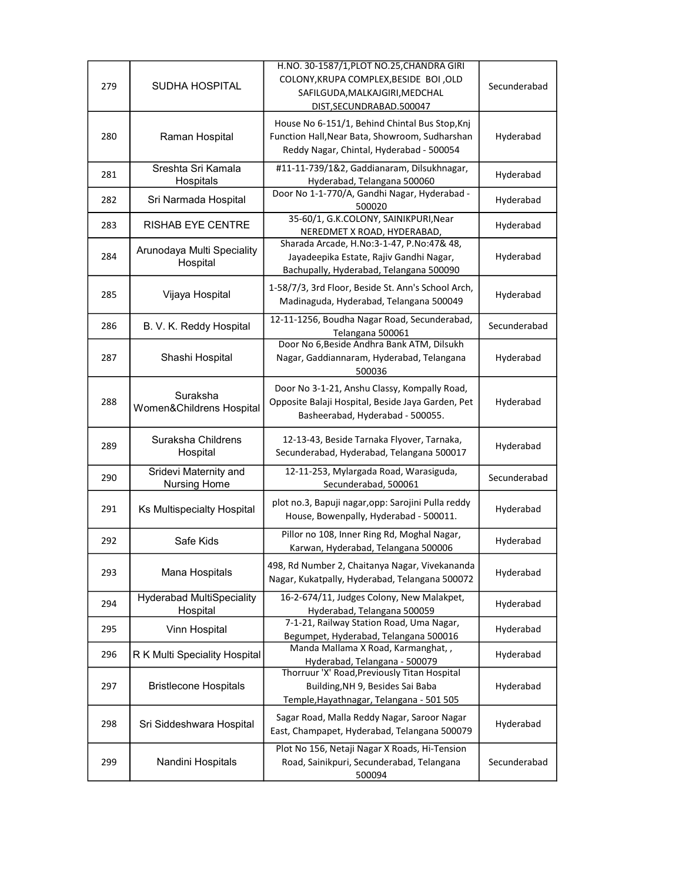| | | | |
|---|---|---|---|
| 279 | SUDHA HOSPITAL | H.NO. 30-1587/1,PLOT NO.25,CHANDRA GIRI COLONY,KRUPA COMPLEX,BESIDE BOI ,OLD SAFILGUDA,MALKAJGIRI,MEDCHAL DIST,SECUNDRABAD.500047 | Secunderabad |
| 280 | Raman Hospital | House No 6-151/1, Behind Chintal Bus Stop,Knj Function Hall,Near Bata, Showroom, Sudharshan Reddy Nagar, Chintal, Hyderabad - 500054 | Hyderabad |
| 281 | Sreshta Sri Kamala Hospitals | #11-11-739/1&2, Gaddianaram, Dilsukhnagar, Hyderabad, Telangana 500060 | Hyderabad |
| 282 | Sri Narmada Hospital | Door No 1-1-770/A, Gandhi Nagar, Hyderabad - 500020 | Hyderabad |
| 283 | RISHAB EYE CENTRE | 35-60/1, G.K.COLONY, SAINIKPURI,Near NEREDMET X ROAD, HYDERABAD, | Hyderabad |
| 284 | Arunodaya Multi Speciality Hospital | Sharada Arcade, H.No:3-1-47, P.No:47& 48, Jayadeepika Estate, Rajiv Gandhi Nagar, Bachupally, Hyderabad, Telangana 500090 | Hyderabad |
| 285 | Vijaya Hospital | 1-58/7/3, 3rd Floor, Beside St. Ann's School Arch, Madinaguda, Hyderabad, Telangana 500049 | Hyderabad |
| 286 | B. V. K. Reddy Hospital | 12-11-1256, Boudha Nagar Road, Secunderabad, Telangana 500061 | Secunderabad |
| 287 | Shashi Hospital | Door No 6,Beside Andhra Bank ATM, Dilsukh Nagar, Gaddiannaram, Hyderabad, Telangana 500036 | Hyderabad |
| 288 | Suraksha Women&Childrens Hospital | Door No 3-1-21, Anshu Classy, Kompally Road, Opposite Balaji Hospital, Beside Jaya Garden, Pet Basheerabad, Hyderabad - 500055. | Hyderabad |
| 289 | Suraksha Childrens Hospital | 12-13-43, Beside Tarnaka Flyover, Tarnaka, Secunderabad, Hyderabad, Telangana 500017 | Hyderabad |
| 290 | Sridevi Maternity and Nursing Home | 12-11-253, Mylargada Road, Warasiguda, Secunderabad, 500061 | Secunderabad |
| 291 | Ks Multispecialty Hospital | plot no.3, Bapuji nagar,opp: Sarojini Pulla reddy House, Bowenpally, Hyderabad - 500011. | Hyderabad |
| 292 | Safe Kids | Pillor no 108, Inner Ring Rd, Moghal Nagar, Karwan, Hyderabad, Telangana 500006 | Hyderabad |
| 293 | Mana Hospitals | 498, Rd Number 2, Chaitanya Nagar, Vivekananda Nagar, Kukatpally, Hyderabad, Telangana 500072 | Hyderabad |
| 294 | Hyderabad MultiSpeciality Hospital | 16-2-674/11, Judges Colony, New Malakpet, Hyderabad, Telangana 500059 | Hyderabad |
| 295 | Vinn Hospital | 7-1-21, Railway Station Road, Uma Nagar, Begumpet, Hyderabad, Telangana 500016 | Hyderabad |
| 296 | R K Multi Speciality Hospital | Manda Mallama X Road, Karmanghat, , Hyderabad, Telangana - 500079 | Hyderabad |
| 297 | Bristlecone Hospitals | Thorruur 'X' Road,Previously Titan Hospital Building,NH 9, Besides Sai Baba Temple,Hayathnagar, Telangana - 501 505 | Hyderabad |
| 298 | Sri Siddeshwara Hospital | Sagar Road, Malla Reddy Nagar, Saroor Nagar East, Champapet, Hyderabad, Telangana 500079 | Hyderabad |
| 299 | Nandini Hospitals | Plot No 156, Netaji Nagar X Roads, Hi-Tension Road, Sainikpuri, Secunderabad, Telangana 500094 | Secunderabad |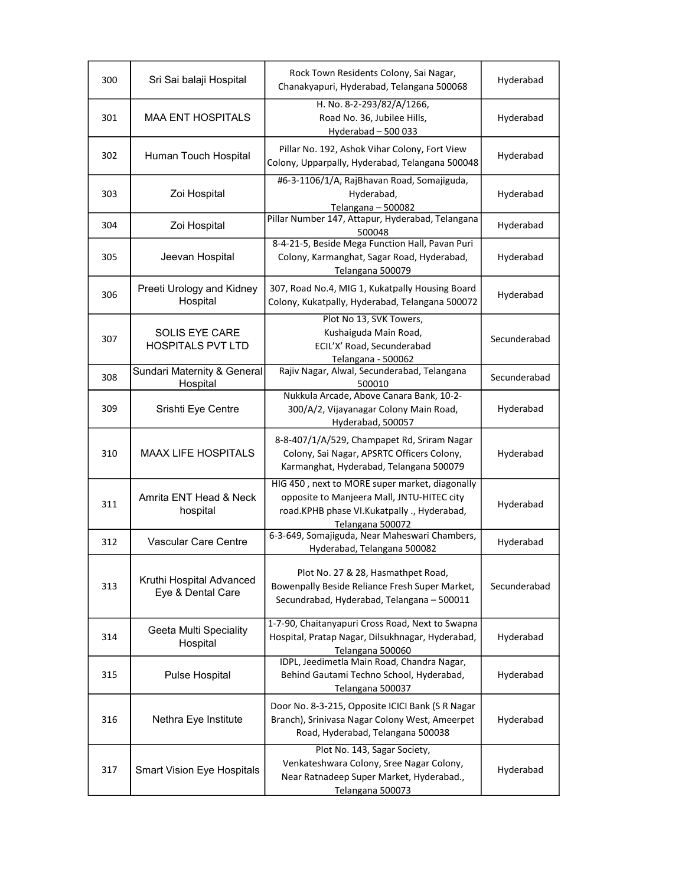| 300 | Sri Sai balaji Hospital | Rock Town Residents Colony, Sai Nagar, Chanakyapuri, Hyderabad, Telangana 500068 | Hyderabad |
|---|---|---|---|
| 301 | MAA ENT HOSPITALS | H. No. 8-2-293/82/A/1266, Road No. 36, Jubilee Hills, Hyderabad – 500 033 | Hyderabad |
| 302 | Human Touch Hospital | Pillar No. 192, Ashok Vihar Colony, Fort View Colony, Upparpally, Hyderabad, Telangana 500048 | Hyderabad |
| 303 | Zoi Hospital | #6-3-1106/1/A, RajBhavan Road, Somajiguda, Hyderabad, Telangana – 500082 | Hyderabad |
| 304 | Zoi Hospital | Pillar Number 147, Attapur, Hyderabad, Telangana 500048 | Hyderabad |
| 305 | Jeevan Hospital | 8-4-21-5, Beside Mega Function Hall, Pavan Puri Colony, Karmanghat, Sagar Road, Hyderabad, Telangana 500079 | Hyderabad |
| 306 | Preeti Urology and Kidney Hospital | 307, Road No.4, MIG 1, Kukatpally Housing Board Colony, Kukatpally, Hyderabad, Telangana 500072 | Hyderabad |
| 307 | SOLIS EYE CARE HOSPITALS PVT LTD | Plot No 13, SVK Towers, Kushaiguda Main Road, ECIL'X' Road, Secunderabad Telangana - 500062 | Secunderabad |
| 308 | Sundari Maternity & General Hospital | Rajiv Nagar, Alwal, Secunderabad, Telangana 500010 | Secunderabad |
| 309 | Srishti Eye Centre | Nukkula Arcade, Above Canara Bank, 10-2-300/A/2, Vijayanagar Colony Main Road, Hyderabad, 500057 | Hyderabad |
| 310 | MAAX LIFE HOSPITALS | 8-8-407/1/A/529, Champapet Rd, Sriram Nagar Colony, Sai Nagar, APSRTC Officers Colony, Karmanghat, Hyderabad, Telangana 500079 | Hyderabad |
| 311 | Amrita ENT Head & Neck hospital | HIG 450 , next to MORE super market, diagonally opposite to Manjeera Mall, JNTU-HITEC city road.KPHB phase VI.Kukatpally ., Hyderabad, Telangana 500072 | Hyderabad |
| 312 | Vascular Care Centre | 6-3-649, Somajiguda, Near Maheswari Chambers, Hyderabad, Telangana 500082 | Hyderabad |
| 313 | Kruthi Hospital Advanced Eye & Dental Care | Plot No. 27 & 28, Hasmathpet Road, Bowenpally Beside Reliance Fresh Super Market, Secundrabad, Hyderabad, Telangana – 500011 | Secunderabad |
| 314 | Geeta Multi Speciality Hospital | 1-7-90, Chaitanyapuri Cross Road, Next to Swapna Hospital, Pratap Nagar, Dilsukhnagar, Hyderabad, Telangana 500060 | Hyderabad |
| 315 | Pulse Hospital | IDPL, Jeedimetla Main Road, Chandra Nagar, Behind Gautami Techno School, Hyderabad, Telangana 500037 | Hyderabad |
| 316 | Nethra Eye Institute | Door No. 8-3-215, Opposite ICICI Bank (S R Nagar Branch), Srinivasa Nagar Colony West, Ameerpet Road, Hyderabad, Telangana 500038 | Hyderabad |
| 317 | Smart Vision Eye Hospitals | Plot No. 143, Sagar Society, Venkateshwara Colony, Sree Nagar Colony, Near Ratnadeep Super Market, Hyderabad., Telangana 500073 | Hyderabad |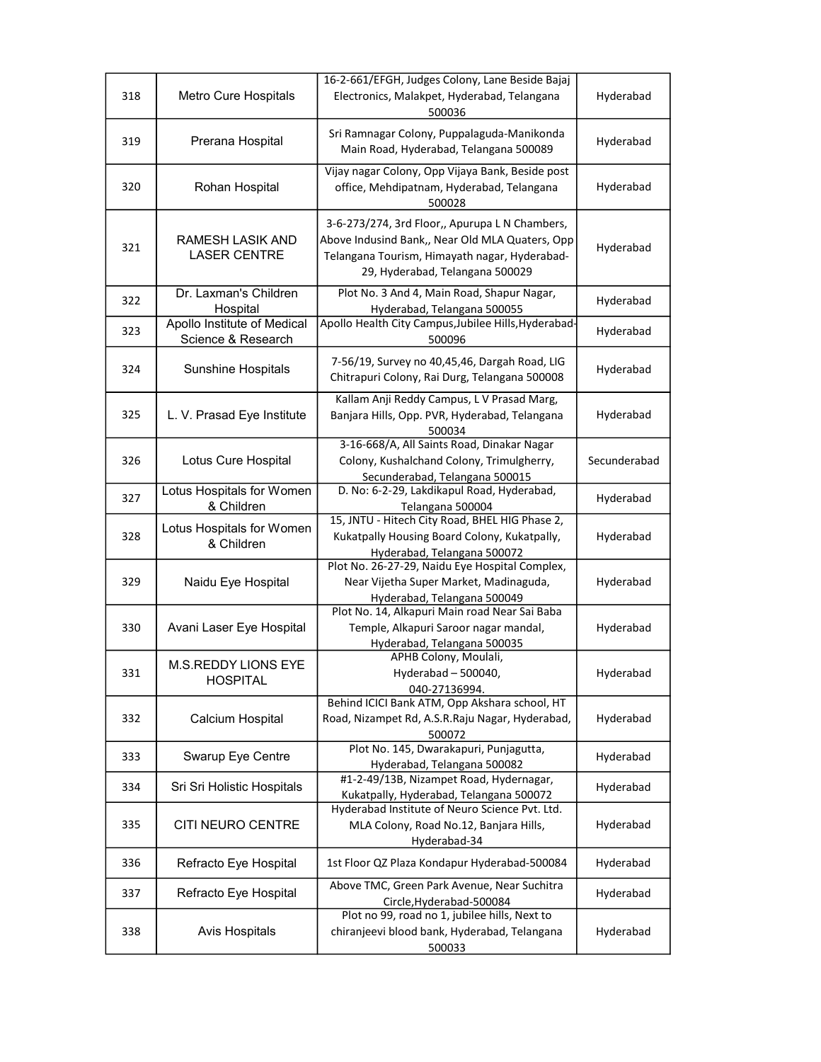| | | | |
|---|---|---|---|
| 318 | Metro Cure Hospitals | 16-2-661/EFGH, Judges Colony, Lane Beside Bajaj Electronics, Malakpet, Hyderabad, Telangana 500036 | Hyderabad |
| 319 | Prerana Hospital | Sri Ramnagar Colony, Puppalaguda-Manikonda Main Road, Hyderabad, Telangana 500089 | Hyderabad |
| 320 | Rohan Hospital | Vijay nagar Colony, Opp Vijaya Bank, Beside post office, Mehdipatnam, Hyderabad, Telangana 500028 | Hyderabad |
| 321 | RAMESH LASIK AND LASER CENTRE | 3-6-273/274, 3rd Floor,, Apurupa L N Chambers, Above Indusind Bank,, Near Old MLA Quaters, Opp Telangana Tourism, Himayath nagar, Hyderabad-29, Hyderabad, Telangana 500029 | Hyderabad |
| 322 | Dr. Laxman's Children Hospital | Plot No. 3 And 4, Main Road, Shapur Nagar, Hyderabad, Telangana 500055 | Hyderabad |
| 323 | Apollo Institute of Medical Science & Research | Apollo Health City Campus,Jubilee Hills,Hyderabad-500096 | Hyderabad |
| 324 | Sunshine Hospitals | 7-56/19, Survey no 40,45,46, Dargah Road, LIG Chitrapuri Colony, Rai Durg, Telangana 500008 | Hyderabad |
| 325 | L. V. Prasad Eye Institute | Kallam Anji Reddy Campus, L V Prasad Marg, Banjara Hills, Opp. PVR, Hyderabad, Telangana 500034 | Hyderabad |
| 326 | Lotus Cure Hospital | 3-16-668/A, All Saints Road, Dinakar Nagar Colony, Kushalchand Colony, Trimulgherry, Secunderabad, Telangana 500015 | Secunderabad |
| 327 | Lotus Hospitals for Women & Children | D. No: 6-2-29, Lakdikapul Road, Hyderabad, Telangana 500004 | Hyderabad |
| 328 | Lotus Hospitals for Women & Children | 15, JNTU - Hitech City Road, BHEL HIG Phase 2, Kukatpally Housing Board Colony, Kukatpally, Hyderabad, Telangana 500072 | Hyderabad |
| 329 | Naidu Eye Hospital | Plot No. 26-27-29, Naidu Eye Hospital Complex, Near Vijetha Super Market, Madinaguda, Hyderabad, Telangana 500049 | Hyderabad |
| 330 | Avani Laser Eye Hospital | Plot No. 14, Alkapuri Main road Near Sai Baba Temple, Alkapuri Saroor nagar mandal, Hyderabad, Telangana 500035 | Hyderabad |
| 331 | M.S.REDDY LIONS EYE HOSPITAL | APHB Colony, Moulali, Hyderabad – 500040, 040-27136994. | Hyderabad |
| 332 | Calcium Hospital | Behind ICICI Bank ATM, Opp Akshara school, HT Road, Nizampet Rd, A.S.R.Raju Nagar, Hyderabad, 500072 | Hyderabad |
| 333 | Swarup Eye Centre | Plot No. 145, Dwarakapuri, Punjagutta, Hyderabad, Telangana 500082 | Hyderabad |
| 334 | Sri Sri Holistic Hospitals | #1-2-49/13B, Nizampet Road, Hydernagar, Kukatpally, Hyderabad, Telangana 500072 | Hyderabad |
| 335 | CITI NEURO CENTRE | Hyderabad Institute of Neuro Science Pvt. Ltd. MLA Colony, Road No.12, Banjara Hills, Hyderabad-34 | Hyderabad |
| 336 | Refracto Eye Hospital | 1st Floor QZ Plaza Kondapur Hyderabad-500084 | Hyderabad |
| 337 | Refracto Eye Hospital | Above TMC, Green Park Avenue, Near Suchitra Circle,Hyderabad-500084 | Hyderabad |
| 338 | Avis Hospitals | Plot no 99, road no 1, jubilee hills, Next to chiranjeevi blood bank, Hyderabad, Telangana 500033 | Hyderabad |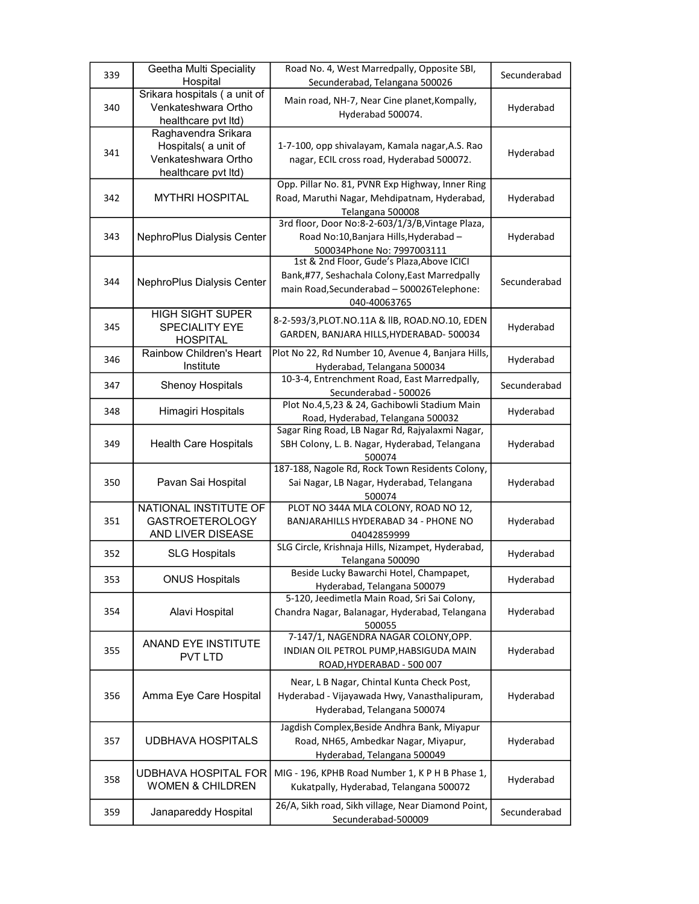| | | | |
|---|---|---|---|
| 339 | Geetha Multi Speciality Hospital | Road No. 4, West Marredpally, Opposite SBI, Secunderabad, Telangana 500026 | Secunderabad |
| 340 | Srikara hospitals ( a unit of Venkateshwara Ortho healthcare pvt ltd) | Main road, NH-7, Near Cine planet,Kompally, Hyderabad 500074. | Hyderabad |
| 341 | Raghavendra Srikara Hospitals( a unit of Venkateshwara Ortho healthcare pvt ltd) | 1-7-100, opp shivalayam, Kamala nagar,A.S. Rao nagar, ECIL cross road, Hyderabad 500072. | Hyderabad |
| 342 | MYTHRI HOSPITAL | Opp. Pillar No. 81, PVNR Exp Highway, Inner Ring Road, Maruthi Nagar, Mehdipatnam, Hyderabad, Telangana 500008 | Hyderabad |
| 343 | NephroPlus Dialysis Center | 3rd floor, Door No:8-2-603/1/3/B,Vintage Plaza, Road No:10,Banjara Hills,Hyderabad – 500034Phone No: 7997003111 | Hyderabad |
| 344 | NephroPlus Dialysis Center | 1st & 2nd Floor, Gude's Plaza,Above ICICI Bank,#77, Seshachala Colony,East Marredpally main Road,Secunderabad – 500026Telephone: 040-40063765 | Secunderabad |
| 345 | HIGH SIGHT SUPER SPECIALITY EYE HOSPITAL | 8-2-593/3,PLOT.NO.11A & llB, ROAD.NO.10, EDEN GARDEN, BANJARA HILLS,HYDERABAD- 500034 | Hyderabad |
| 346 | Rainbow Children's Heart Institute | Plot No 22, Rd Number 10, Avenue 4, Banjara Hills, Hyderabad, Telangana 500034 | Hyderabad |
| 347 | Shenoy Hospitals | 10-3-4, Entrenchment Road, East Marredpally, Secunderabad - 500026 | Secunderabad |
| 348 | Himagiri Hospitals | Plot No.4,5,23 & 24, Gachibowli Stadium Main Road, Hyderabad, Telangana 500032 | Hyderabad |
| 349 | Health Care Hospitals | Sagar Ring Road, LB Nagar Rd, Rajyalaxmi Nagar, SBH Colony, L. B. Nagar, Hyderabad, Telangana 500074 | Hyderabad |
| 350 | Pavan Sai Hospital | 187-188, Nagole Rd, Rock Town Residents Colony, Sai Nagar, LB Nagar, Hyderabad, Telangana 500074 | Hyderabad |
| 351 | NATIONAL INSTITUTE OF GASTROETEROLOGY AND LIVER DISEASE | PLOT NO 344A MLA COLONY, ROAD NO 12, BANJARAHILLS HYDERABAD 34 - PHONE NO 04042859999 | Hyderabad |
| 352 | SLG Hospitals | SLG Circle, Krishnaja Hills, Nizampet, Hyderabad, Telangana 500090 | Hyderabad |
| 353 | ONUS Hospitals | Beside Lucky Bawarchi Hotel, Champapet, Hyderabad, Telangana 500079 | Hyderabad |
| 354 | Alavi Hospital | 5-120, Jeedimetla Main Road, Sri Sai Colony, Chandra Nagar, Balanagar, Hyderabad, Telangana 500055 | Hyderabad |
| 355 | ANAND EYE INSTITUTE PVT LTD | 7-147/1, NAGENDRA NAGAR COLONY,OPP. INDIAN OIL PETROL PUMP,HABSIGUDA MAIN ROAD,HYDERABAD - 500 007 | Hyderabad |
| 356 | Amma Eye Care Hospital | Near, L B Nagar, Chintal Kunta Check Post, Hyderabad - Vijayawada Hwy, Vanasthalipuram, Hyderabad, Telangana 500074 | Hyderabad |
| 357 | UDBHAVA HOSPITALS | Jagdish Complex,Beside Andhra Bank, Miyapur Road, NH65, Ambedkar Nagar, Miyapur, Hyderabad, Telangana 500049 | Hyderabad |
| 358 | UDBHAVA HOSPITAL FOR WOMEN & CHILDREN | MIG - 196, KPHB Road Number 1, K P H B Phase 1, Kukatpally, Hyderabad, Telangana 500072 | Hyderabad |
| 359 | Janapareddy Hospital | 26/A, Sikh road, Sikh village, Near Diamond Point, Secunderabad-500009 | Secunderabad |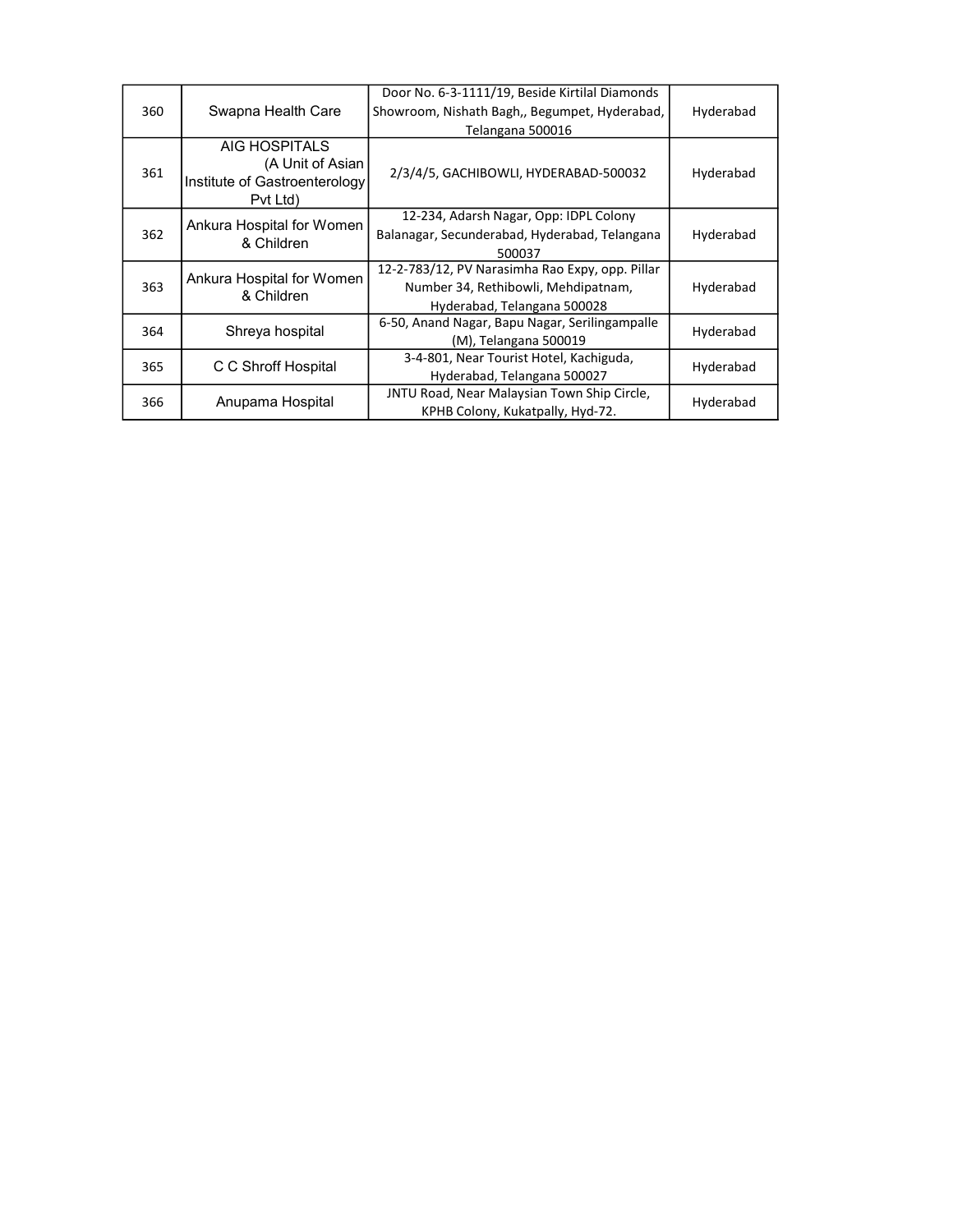| | | | |
|---|---|---|---|
| 360 | Swapna Health Care | Door No. 6-3-1111/19, Beside Kirtilal Diamonds Showroom, Nishath Bagh,, Begumpet, Hyderabad, Telangana 500016 | Hyderabad |
| 361 | AIG HOSPITALS (A Unit of Asian Institute of Gastroenterology Pvt Ltd) | 2/3/4/5, GACHIBOWLI, HYDERABAD-500032 | Hyderabad |
| 362 | Ankura Hospital for Women & Children | 12-234, Adarsh Nagar, Opp: IDPL Colony Balanagar, Secunderabad, Hyderabad, Telangana 500037 | Hyderabad |
| 363 | Ankura Hospital for Women & Children | 12-2-783/12, PV Narasimha Rao Expy, opp. Pillar Number 34, Rethibowli, Mehdipatnam, Hyderabad, Telangana 500028 | Hyderabad |
| 364 | Shreya hospital | 6-50, Anand Nagar, Bapu Nagar, Serilingampalle (M), Telangana 500019 | Hyderabad |
| 365 | C C Shroff Hospital | 3-4-801, Near Tourist Hotel, Kachiguda, Hyderabad, Telangana 500027 | Hyderabad |
| 366 | Anupama Hospital | JNTU Road, Near Malaysian Town Ship Circle, KPHB Colony, Kukatpally, Hyd-72. | Hyderabad |